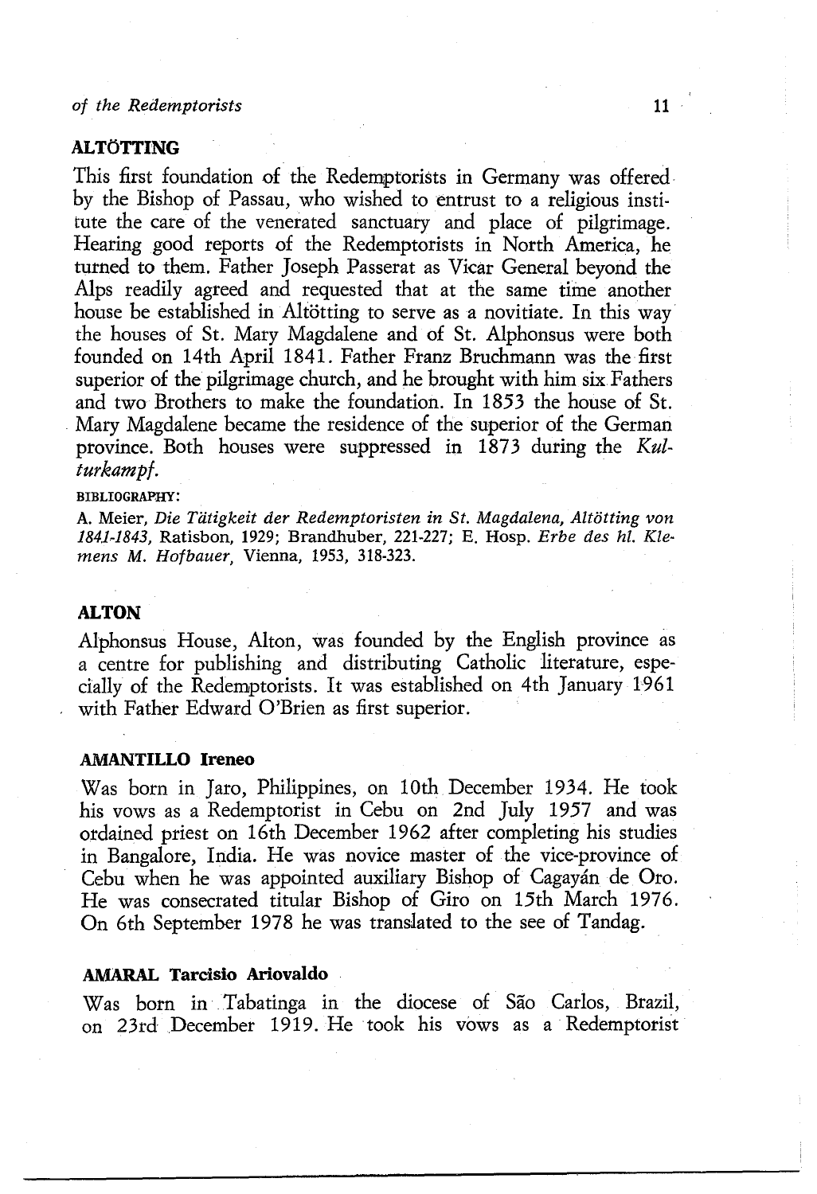## ALTÖTTING

This first foundation of the Redemptorists in Germany was offered by the Bishop of Passau, who wished to entrust to a religious institute the care of the venerated sanctuary and place of pilgrimage. Hearing good reports of the Redemptorists in North America, he turned to them. Father Joseph Passerat as Vicar General beyond the Alps readily agreed and requested that at the same time another house be established in Altötting to serve as a novitiate. In this way the houses of St. Mary Magdalene and of St. Alphonsus were both founded on 14th April 1841. Father Franz Bruchmann was the first superior of the pilgrimage church, and he brought with him six Fathers and two Brothers to make the foundation. In 1853 the house of St. Mary Magdalene became the residence of the superior of the German province. Both houses were suppressed in 1873 during the *Kulturkampf*.

BIBLIOGRAPHY:

A. Meier, *Die Tätigkeit der Redemptoristen in St. Magdalena, Altötting von 1841-1843*, Ratisbon, 1929; Brandhuber, 221-227; E. Hosp. *Erbe des hl. Klemens M. Hofbauer*, Vienna, 1953, 318-323.

## ALTON

Alphonsus House, Alton, was founded by the English province as a centre for publishing and distributing Catholic literature, especially of the Redemptorists. It was established on 4th January 1961 with Father Edward O'Brien as first superior.

## AMANTILLO Ireneo

Was born in Jaro, Philippines, on 10th December 1934. He took his vows as a Redemptorist in Cebu on 2nd July 1957 and was ordained priest on 16th December 1962 after completing his studies in Bangalore, India. He was novice master of the vice-province of Cebu when he was appointed auxiliary Bishop of Cagayán de Oro. He was consecrated titular Bishop of Giro on 15th March 1976. On 6th September 1978 he was translated to the see of Tandag.

## AMARAL Tarcisio Ariovaldo

Was born in Tabatinga in the diocese of São Carlos, Brazil, on 23rd December 1919. He took his vows as a Redemptorist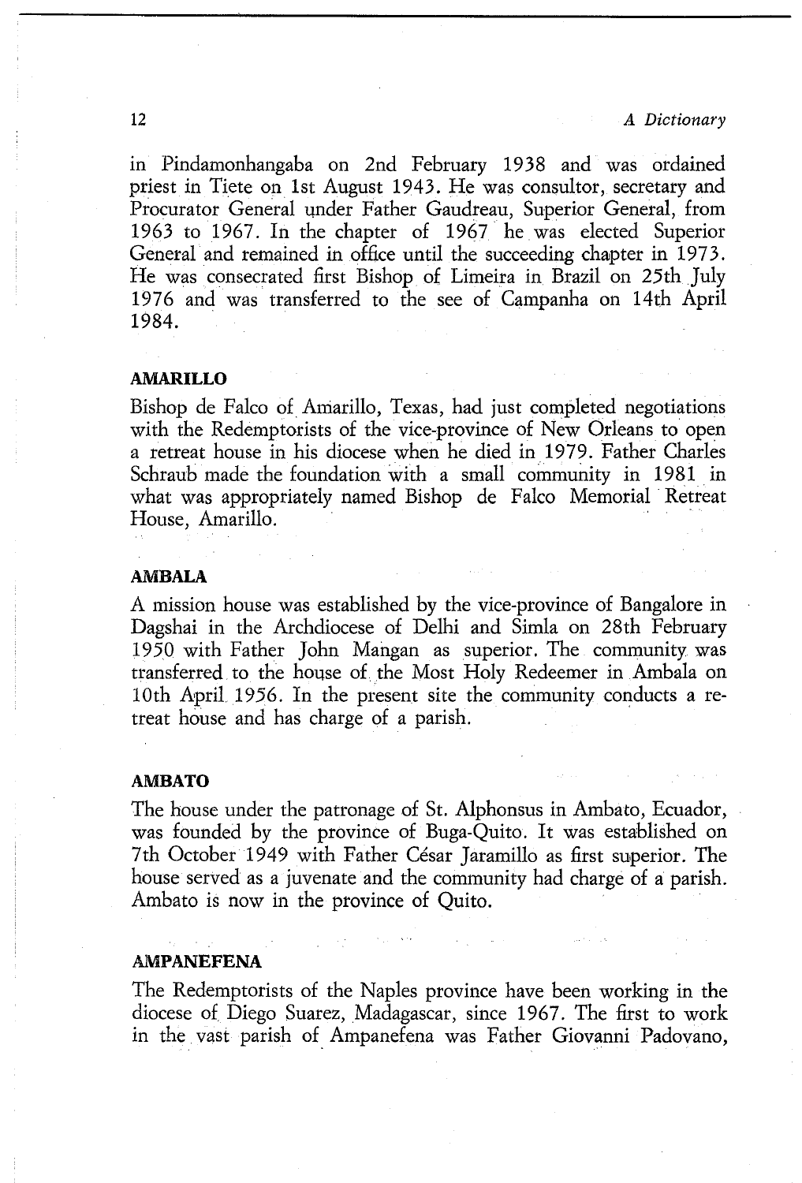in Pindamonhangaba on 2nd February 1938 and was ordained priest in Tiete on 1st August 1943. He was consultor, secretary and Procurator General under Father Gaudreau, Superior General, from 1963 to 1967. In the chapter of 1967 he was elected Superior General and remained in office until the succeeding chapter in 1973. He was consecrated first Bishop of Limeira in Brazil on 25th July 1976 and was transferred to the see of Campanha on 14th April 1984.

### AMARILLO

Bishop de Falco of Amarillo, Texas, had just completed negotiations with the Redemptorists of the vice-province of New Orleans to open a retreat house in his diocese when he died in 1979. Father Charles Schraub made the foundation with a small community in 1981 in what was appropriately named Bishop de Falco Memorial Retreat House, Amarillo.

### AMBALA

A mission house was established by the vice-province of Bangalore in Dagshai in the Archdiocese of Delhi and Simla on 28th February 1950 with Father John Mangan as superior. The community was transferred to the house of the Most Holy Redeemer in Ambala on 10th April 1956. In the present site the community conducts a retreat house and has charge of a parish.

### AMBATO

The house under the patronage of St. Alphonsus in Ambato, Ecuador, was founded by the province of Buga-Quito. It was established on 7th October 1949 with Father César Jaramillo as first superior. The house served as a juvenate and the community had charge of a parish. Ambato is now in the province of Quito.

### AMPANEFENA

The Redemptorists of the Naples province have been working in the diocese of Diego Suarez, Madagascar, since 1967. The first to work in the vast parish of Ampanefena was Father Giovanni Padovano,